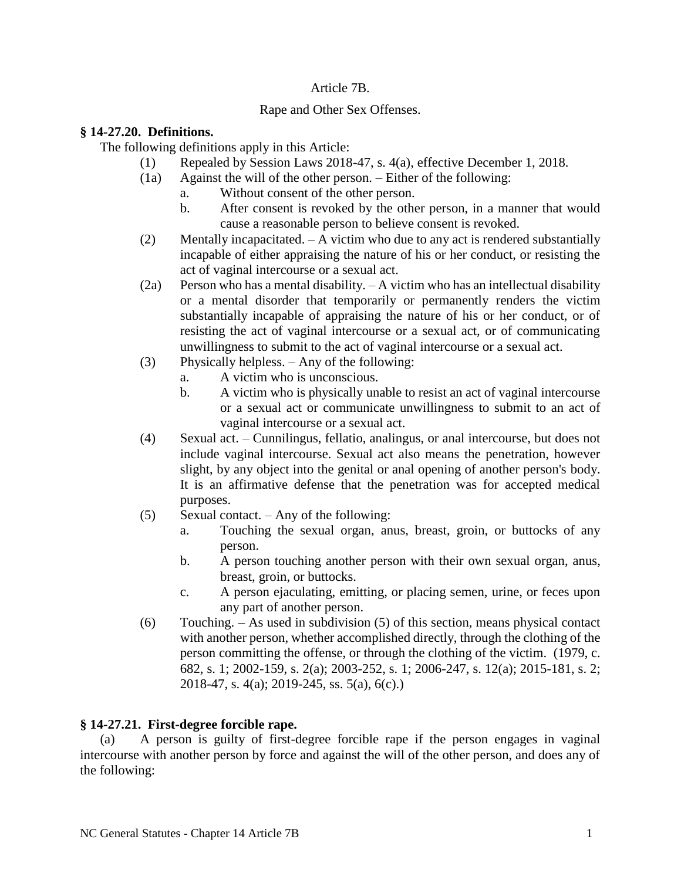# Article 7B.

## Rape and Other Sex Offenses.

**§ 14-27.20. Definitions.**

The following definitions apply in this Article:

- (1) Repealed by Session Laws 2018-47, s. 4(a), effective December 1, 2018.
- (1a) Against the will of the other person. – Either of the following:
  - a. Without consent of the other person.
  - b. After consent is revoked by the other person, in a manner that would cause a reasonable person to believe consent is revoked.
- (2) Mentally incapacitated. – A victim who due to any act is rendered substantially incapable of either appraising the nature of his or her conduct, or resisting the act of vaginal intercourse or a sexual act.
- (2a) Person who has a mental disability. – A victim who has an intellectual disability or a mental disorder that temporarily or permanently renders the victim substantially incapable of appraising the nature of his or her conduct, or of resisting the act of vaginal intercourse or a sexual act, or of communicating unwillingness to submit to the act of vaginal intercourse or a sexual act.
- (3) Physically helpless. – Any of the following:
  - a. A victim who is unconscious.
  - b. A victim who is physically unable to resist an act of vaginal intercourse or a sexual act or communicate unwillingness to submit to an act of vaginal intercourse or a sexual act.
- (4) Sexual act. – Cunnilingus, fellatio, analingus, or anal intercourse, but does not include vaginal intercourse. Sexual act also means the penetration, however slight, by any object into the genital or anal opening of another person's body. It is an affirmative defense that the penetration was for accepted medical purposes.
- (5) Sexual contact. – Any of the following:
  - a. Touching the sexual organ, anus, breast, groin, or buttocks of any person.
  - b. A person touching another person with their own sexual organ, anus, breast, groin, or buttocks.
  - c. A person ejaculating, emitting, or placing semen, urine, or feces upon any part of another person.
- (6) Touching. – As used in subdivision (5) of this section, means physical contact with another person, whether accomplished directly, through the clothing of the person committing the offense, or through the clothing of the victim. (1979, c. 682, s. 1; 2002-159, s. 2(a); 2003-252, s. 1; 2006-247, s. 12(a); 2015-181, s. 2; 2018-47, s. 4(a); 2019-245, ss. 5(a), 6(c).)

**§ 14-27.21. First-degree forcible rape.**

(a) A person is guilty of first-degree forcible rape if the person engages in vaginal intercourse with another person by force and against the will of the other person, and does any of the following: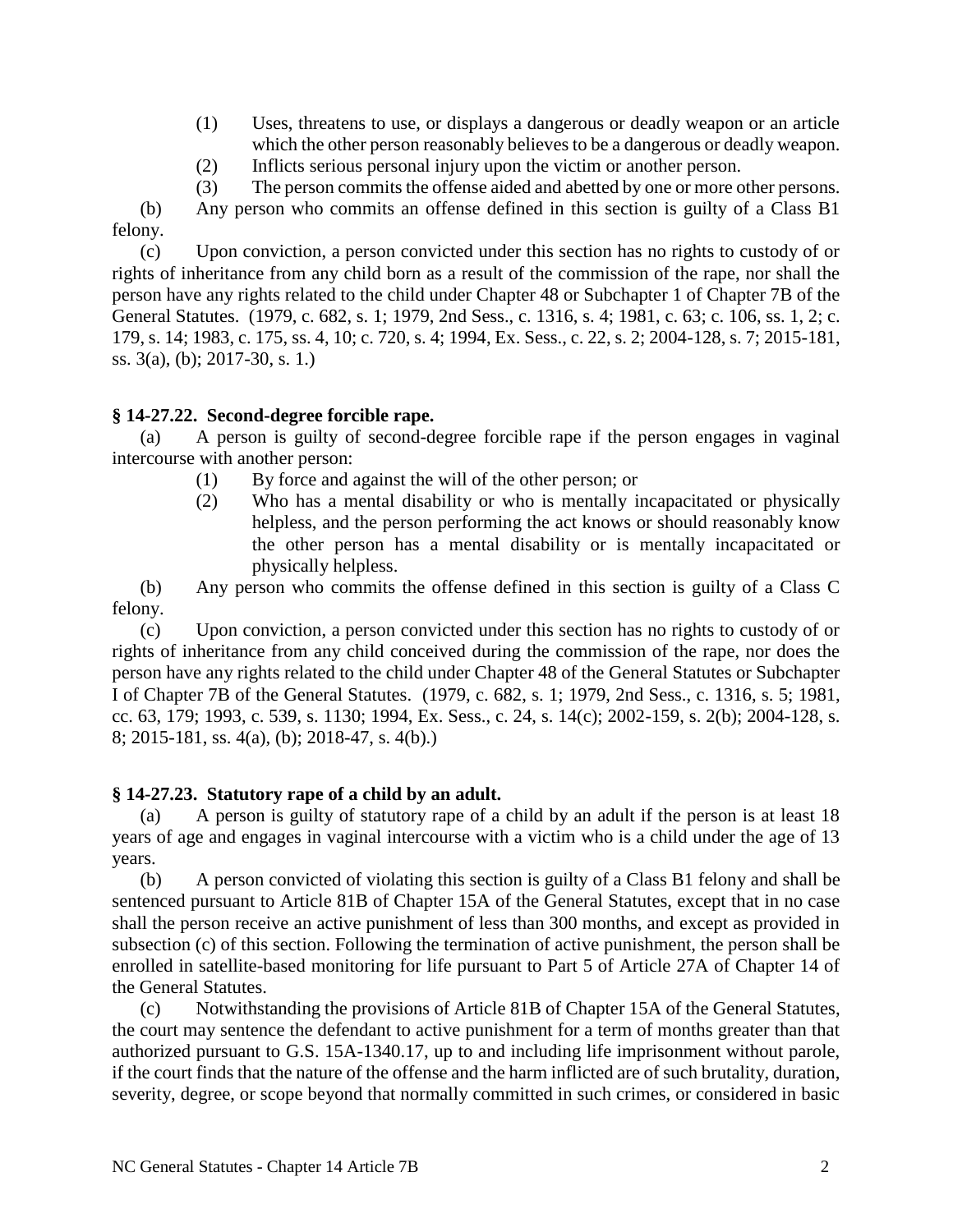(1) Uses, threatens to use, or displays a dangerous or deadly weapon or an article which the other person reasonably believes to be a dangerous or deadly weapon.

(2) Inflicts serious personal injury upon the victim or another person.

(3) The person commits the offense aided and abetted by one or more other persons.

(b) Any person who commits an offense defined in this section is guilty of a Class B1 felony.

(c) Upon conviction, a person convicted under this section has no rights to custody of or rights of inheritance from any child born as a result of the commission of the rape, nor shall the person have any rights related to the child under Chapter 48 or Subchapter 1 of Chapter 7B of the General Statutes. (1979, c. 682, s. 1; 1979, 2nd Sess., c. 1316, s. 4; 1981, c. 63; c. 106, ss. 1, 2; c. 179, s. 14; 1983, c. 175, ss. 4, 10; c. 720, s. 4; 1994, Ex. Sess., c. 22, s. 2; 2004-128, s. 7; 2015-181, ss. 3(a), (b); 2017-30, s. 1.)

### § 14-27.22. Second-degree forcible rape.

(a) A person is guilty of second-degree forcible rape if the person engages in vaginal intercourse with another person:

(1) By force and against the will of the other person; or

(2) Who has a mental disability or who is mentally incapacitated or physically helpless, and the person performing the act knows or should reasonably know the other person has a mental disability or is mentally incapacitated or physically helpless.

(b) Any person who commits the offense defined in this section is guilty of a Class C felony.

(c) Upon conviction, a person convicted under this section has no rights to custody of or rights of inheritance from any child conceived during the commission of the rape, nor does the person have any rights related to the child under Chapter 48 of the General Statutes or Subchapter I of Chapter 7B of the General Statutes. (1979, c. 682, s. 1; 1979, 2nd Sess., c. 1316, s. 5; 1981, cc. 63, 179; 1993, c. 539, s. 1130; 1994, Ex. Sess., c. 24, s. 14(c); 2002-159, s. 2(b); 2004-128, s. 8; 2015-181, ss. 4(a), (b); 2018-47, s. 4(b).)

### § 14-27.23. Statutory rape of a child by an adult.

(a) A person is guilty of statutory rape of a child by an adult if the person is at least 18 years of age and engages in vaginal intercourse with a victim who is a child under the age of 13 years.

(b) A person convicted of violating this section is guilty of a Class B1 felony and shall be sentenced pursuant to Article 81B of Chapter 15A of the General Statutes, except that in no case shall the person receive an active punishment of less than 300 months, and except as provided in subsection (c) of this section. Following the termination of active punishment, the person shall be enrolled in satellite-based monitoring for life pursuant to Part 5 of Article 27A of Chapter 14 of the General Statutes.

(c) Notwithstanding the provisions of Article 81B of Chapter 15A of the General Statutes, the court may sentence the defendant to active punishment for a term of months greater than that authorized pursuant to G.S. 15A-1340.17, up to and including life imprisonment without parole, if the court finds that the nature of the offense and the harm inflicted are of such brutality, duration, severity, degree, or scope beyond that normally committed in such crimes, or considered in basic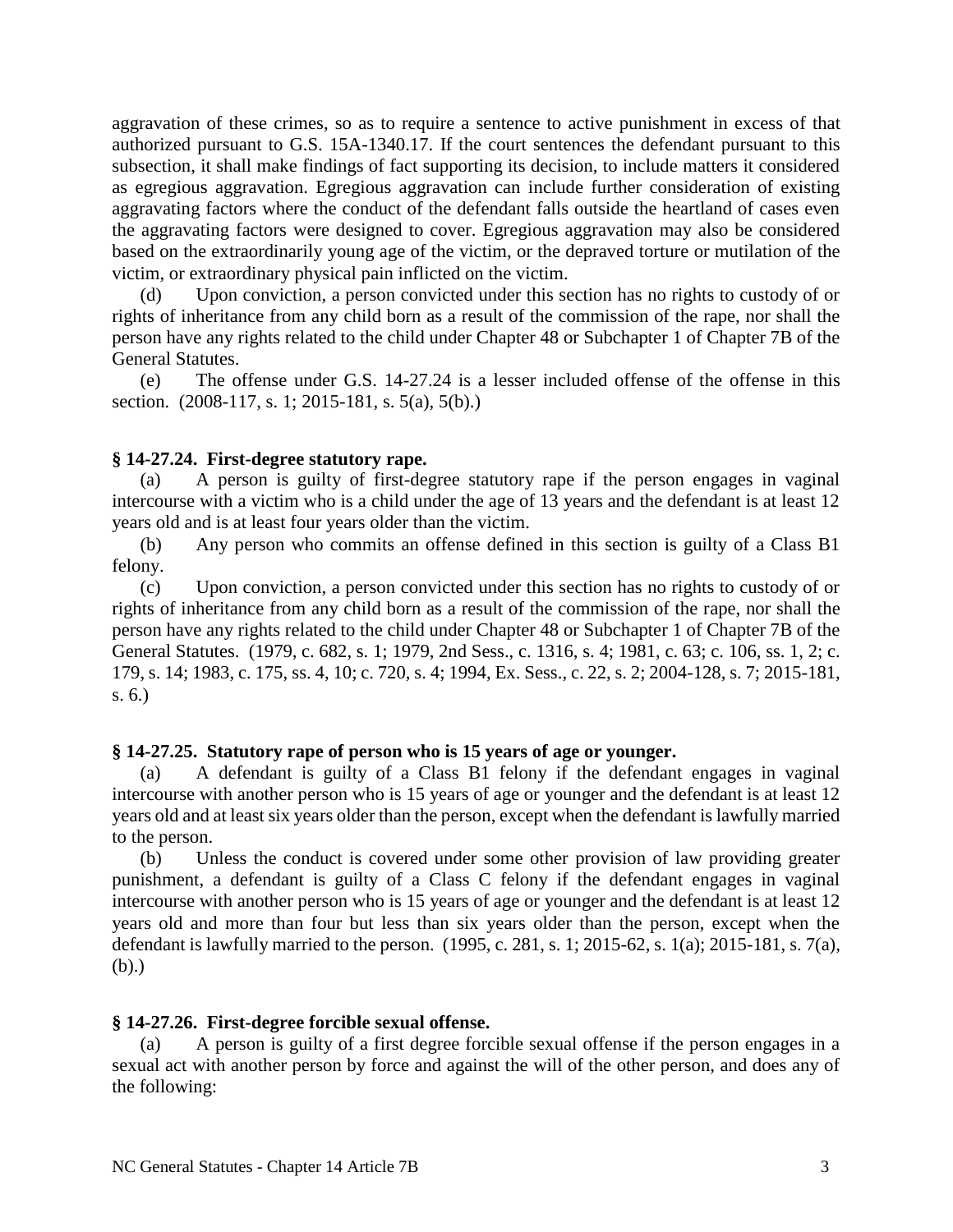aggravation of these crimes, so as to require a sentence to active punishment in excess of that authorized pursuant to G.S. 15A-1340.17. If the court sentences the defendant pursuant to this subsection, it shall make findings of fact supporting its decision, to include matters it considered as egregious aggravation. Egregious aggravation can include further consideration of existing aggravating factors where the conduct of the defendant falls outside the heartland of cases even the aggravating factors were designed to cover. Egregious aggravation may also be considered based on the extraordinarily young age of the victim, or the depraved torture or mutilation of the victim, or extraordinary physical pain inflicted on the victim.

(d) Upon conviction, a person convicted under this section has no rights to custody of or rights of inheritance from any child born as a result of the commission of the rape, nor shall the person have any rights related to the child under Chapter 48 or Subchapter 1 of Chapter 7B of the General Statutes.

(e) The offense under G.S. 14-27.24 is a lesser included offense of the offense in this section. (2008-117, s. 1; 2015-181, s. 5(a), 5(b).)

**§ 14-27.24. First-degree statutory rape.**

(a) A person is guilty of first-degree statutory rape if the person engages in vaginal intercourse with a victim who is a child under the age of 13 years and the defendant is at least 12 years old and is at least four years older than the victim.

(b) Any person who commits an offense defined in this section is guilty of a Class B1 felony.

(c) Upon conviction, a person convicted under this section has no rights to custody of or rights of inheritance from any child born as a result of the commission of the rape, nor shall the person have any rights related to the child under Chapter 48 or Subchapter 1 of Chapter 7B of the General Statutes. (1979, c. 682, s. 1; 1979, 2nd Sess., c. 1316, s. 4; 1981, c. 63; c. 106, ss. 1, 2; c. 179, s. 14; 1983, c. 175, ss. 4, 10; c. 720, s. 4; 1994, Ex. Sess., c. 22, s. 2; 2004-128, s. 7; 2015-181, s. 6.)

**§ 14-27.25. Statutory rape of person who is 15 years of age or younger.**

(a) A defendant is guilty of a Class B1 felony if the defendant engages in vaginal intercourse with another person who is 15 years of age or younger and the defendant is at least 12 years old and at least six years older than the person, except when the defendant is lawfully married to the person.

(b) Unless the conduct is covered under some other provision of law providing greater punishment, a defendant is guilty of a Class C felony if the defendant engages in vaginal intercourse with another person who is 15 years of age or younger and the defendant is at least 12 years old and more than four but less than six years older than the person, except when the defendant is lawfully married to the person. (1995, c. 281, s. 1; 2015-62, s. 1(a); 2015-181, s. 7(a), (b).)

**§ 14-27.26. First-degree forcible sexual offense.**

(a) A person is guilty of a first degree forcible sexual offense if the person engages in a sexual act with another person by force and against the will of the other person, and does any of the following: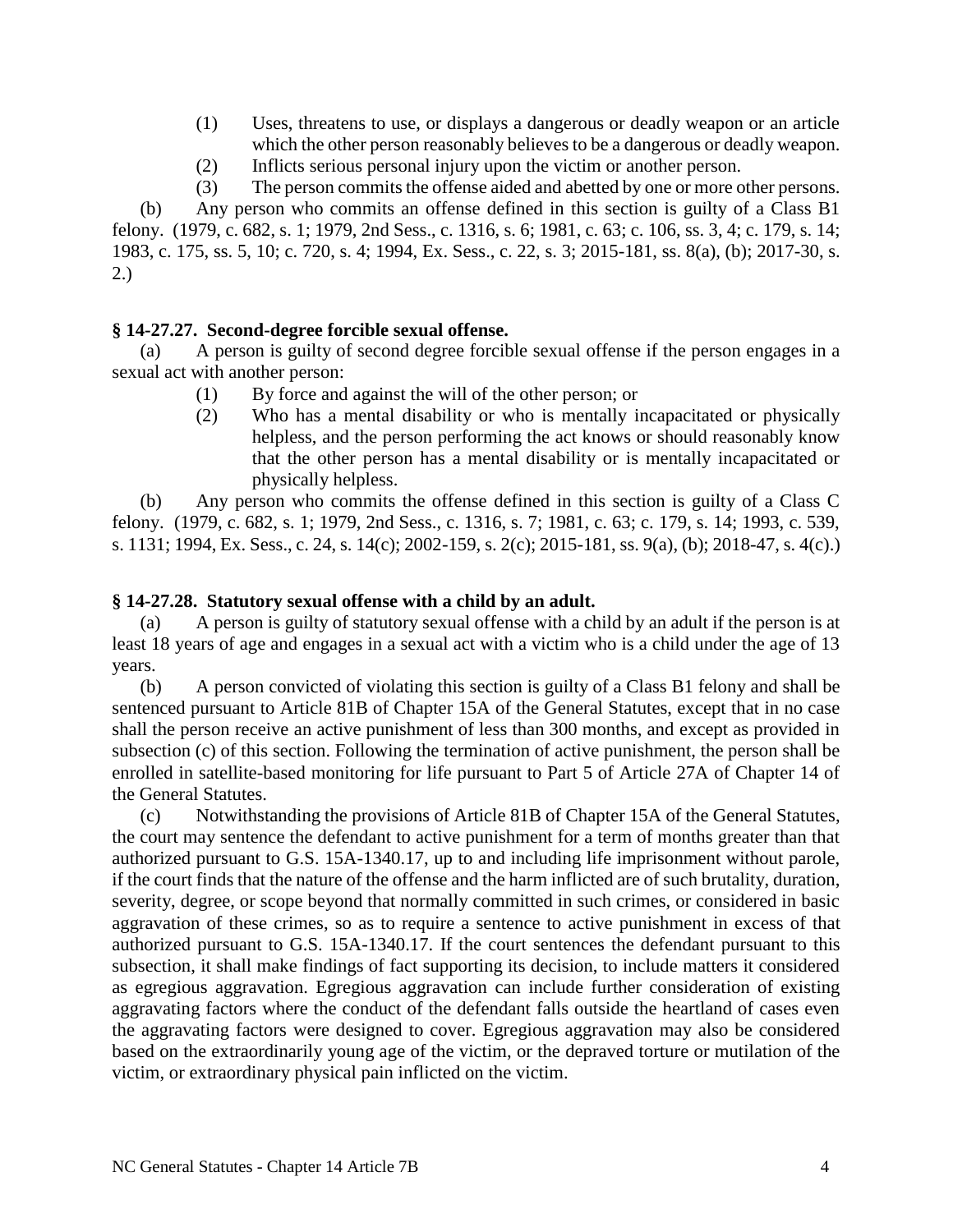(1) Uses, threatens to use, or displays a dangerous or deadly weapon or an article which the other person reasonably believes to be a dangerous or deadly weapon.

(2) Inflicts serious personal injury upon the victim or another person.

(3) The person commits the offense aided and abetted by one or more other persons.

(b) Any person who commits an offense defined in this section is guilty of a Class B1 felony. (1979, c. 682, s. 1; 1979, 2nd Sess., c. 1316, s. 6; 1981, c. 63; c. 106, ss. 3, 4; c. 179, s. 14; 1983, c. 175, ss. 5, 10; c. 720, s. 4; 1994, Ex. Sess., c. 22, s. 3; 2015-181, ss. 8(a), (b); 2017-30, s. 2.)

**§ 14-27.27. Second-degree forcible sexual offense.**

(a) A person is guilty of second degree forcible sexual offense if the person engages in a sexual act with another person:

(1) By force and against the will of the other person; or

(2) Who has a mental disability or who is mentally incapacitated or physically helpless, and the person performing the act knows or should reasonably know that the other person has a mental disability or is mentally incapacitated or physically helpless.

(b) Any person who commits the offense defined in this section is guilty of a Class C felony. (1979, c. 682, s. 1; 1979, 2nd Sess., c. 1316, s. 7; 1981, c. 63; c. 179, s. 14; 1993, c. 539, s. 1131; 1994, Ex. Sess., c. 24, s. 14(c); 2002-159, s. 2(c); 2015-181, ss. 9(a), (b); 2018-47, s. 4(c).)

**§ 14-27.28. Statutory sexual offense with a child by an adult.**

(a) A person is guilty of statutory sexual offense with a child by an adult if the person is at least 18 years of age and engages in a sexual act with a victim who is a child under the age of 13 years.

(b) A person convicted of violating this section is guilty of a Class B1 felony and shall be sentenced pursuant to Article 81B of Chapter 15A of the General Statutes, except that in no case shall the person receive an active punishment of less than 300 months, and except as provided in subsection (c) of this section. Following the termination of active punishment, the person shall be enrolled in satellite-based monitoring for life pursuant to Part 5 of Article 27A of Chapter 14 of the General Statutes.

(c) Notwithstanding the provisions of Article 81B of Chapter 15A of the General Statutes, the court may sentence the defendant to active punishment for a term of months greater than that authorized pursuant to G.S. 15A-1340.17, up to and including life imprisonment without parole, if the court finds that the nature of the offense and the harm inflicted are of such brutality, duration, severity, degree, or scope beyond that normally committed in such crimes, or considered in basic aggravation of these crimes, so as to require a sentence to active punishment in excess of that authorized pursuant to G.S. 15A-1340.17. If the court sentences the defendant pursuant to this subsection, it shall make findings of fact supporting its decision, to include matters it considered as egregious aggravation. Egregious aggravation can include further consideration of existing aggravating factors where the conduct of the defendant falls outside the heartland of cases even the aggravating factors were designed to cover. Egregious aggravation may also be considered based on the extraordinarily young age of the victim, or the depraved torture or mutilation of the victim, or extraordinary physical pain inflicted on the victim.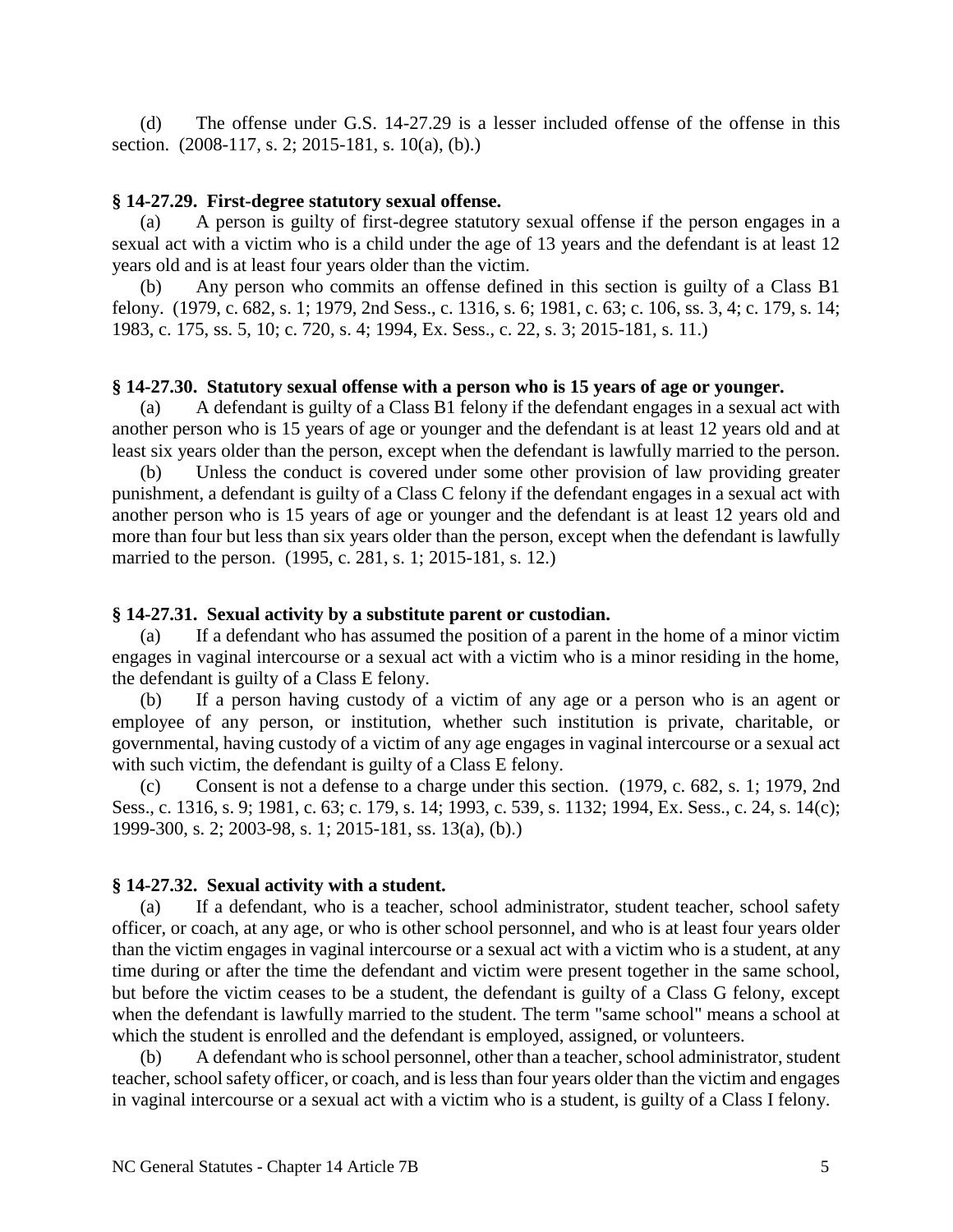(d) The offense under G.S. 14-27.29 is a lesser included offense of the offense in this section. (2008-117, s. 2; 2015-181, s. 10(a), (b).)

**§ 14-27.29. First-degree statutory sexual offense.**

(a) A person is guilty of first-degree statutory sexual offense if the person engages in a sexual act with a victim who is a child under the age of 13 years and the defendant is at least 12 years old and is at least four years older than the victim.

(b) Any person who commits an offense defined in this section is guilty of a Class B1 felony. (1979, c. 682, s. 1; 1979, 2nd Sess., c. 1316, s. 6; 1981, c. 63; c. 106, ss. 3, 4; c. 179, s. 14; 1983, c. 175, ss. 5, 10; c. 720, s. 4; 1994, Ex. Sess., c. 22, s. 3; 2015-181, s. 11.)

**§ 14-27.30. Statutory sexual offense with a person who is 15 years of age or younger.**

(a) A defendant is guilty of a Class B1 felony if the defendant engages in a sexual act with another person who is 15 years of age or younger and the defendant is at least 12 years old and at least six years older than the person, except when the defendant is lawfully married to the person.

(b) Unless the conduct is covered under some other provision of law providing greater punishment, a defendant is guilty of a Class C felony if the defendant engages in a sexual act with another person who is 15 years of age or younger and the defendant is at least 12 years old and more than four but less than six years older than the person, except when the defendant is lawfully married to the person. (1995, c. 281, s. 1; 2015-181, s. 12.)

**§ 14-27.31. Sexual activity by a substitute parent or custodian.**

(a) If a defendant who has assumed the position of a parent in the home of a minor victim engages in vaginal intercourse or a sexual act with a victim who is a minor residing in the home, the defendant is guilty of a Class E felony.

(b) If a person having custody of a victim of any age or a person who is an agent or employee of any person, or institution, whether such institution is private, charitable, or governmental, having custody of a victim of any age engages in vaginal intercourse or a sexual act with such victim, the defendant is guilty of a Class E felony.

(c) Consent is not a defense to a charge under this section. (1979, c. 682, s. 1; 1979, 2nd Sess., c. 1316, s. 9; 1981, c. 63; c. 179, s. 14; 1993, c. 539, s. 1132; 1994, Ex. Sess., c. 24, s. 14(c); 1999-300, s. 2; 2003-98, s. 1; 2015-181, ss. 13(a), (b).)

**§ 14-27.32. Sexual activity with a student.**

(a) If a defendant, who is a teacher, school administrator, student teacher, school safety officer, or coach, at any age, or who is other school personnel, and who is at least four years older than the victim engages in vaginal intercourse or a sexual act with a victim who is a student, at any time during or after the time the defendant and victim were present together in the same school, but before the victim ceases to be a student, the defendant is guilty of a Class G felony, except when the defendant is lawfully married to the student. The term "same school" means a school at which the student is enrolled and the defendant is employed, assigned, or volunteers.

(b) A defendant who is school personnel, other than a teacher, school administrator, student teacher, school safety officer, or coach, and is less than four years older than the victim and engages in vaginal intercourse or a sexual act with a victim who is a student, is guilty of a Class I felony.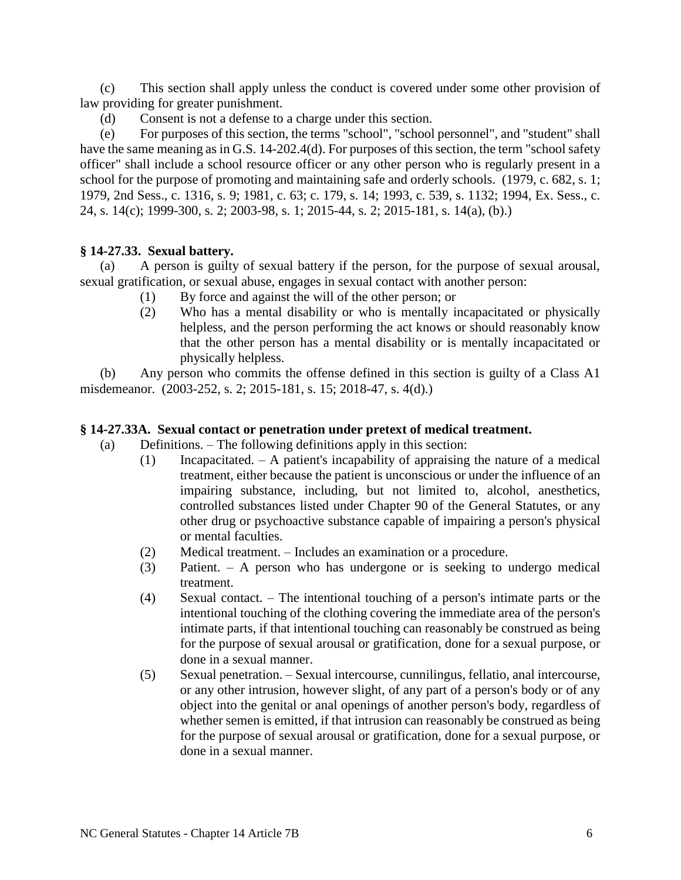(c) This section shall apply unless the conduct is covered under some other provision of law providing for greater punishment.

(d) Consent is not a defense to a charge under this section.

(e) For purposes of this section, the terms "school", "school personnel", and "student" shall have the same meaning as in G.S. 14-202.4(d). For purposes of this section, the term "school safety officer" shall include a school resource officer or any other person who is regularly present in a school for the purpose of promoting and maintaining safe and orderly schools. (1979, c. 682, s. 1; 1979, 2nd Sess., c. 1316, s. 9; 1981, c. 63; c. 179, s. 14; 1993, c. 539, s. 1132; 1994, Ex. Sess., c. 24, s. 14(c); 1999-300, s. 2; 2003-98, s. 1; 2015-44, s. 2; 2015-181, s. 14(a), (b).)

### § 14-27.33. Sexual battery.

(a) A person is guilty of sexual battery if the person, for the purpose of sexual arousal, sexual gratification, or sexual abuse, engages in sexual contact with another person:

- (1) By force and against the will of the other person; or
- (2) Who has a mental disability or who is mentally incapacitated or physically helpless, and the person performing the act knows or should reasonably know that the other person has a mental disability or is mentally incapacitated or physically helpless.

(b) Any person who commits the offense defined in this section is guilty of a Class A1 misdemeanor. (2003-252, s. 2; 2015-181, s. 15; 2018-47, s. 4(d).)

### § 14-27.33A. Sexual contact or penetration under pretext of medical treatment.

(a) Definitions. – The following definitions apply in this section:

- (1) Incapacitated. – A patient's incapability of appraising the nature of a medical treatment, either because the patient is unconscious or under the influence of an impairing substance, including, but not limited to, alcohol, anesthetics, controlled substances listed under Chapter 90 of the General Statutes, or any other drug or psychoactive substance capable of impairing a person's physical or mental faculties.
- (2) Medical treatment. – Includes an examination or a procedure.
- (3) Patient. – A person who has undergone or is seeking to undergo medical treatment.
- (4) Sexual contact. – The intentional touching of a person's intimate parts or the intentional touching of the clothing covering the immediate area of the person's intimate parts, if that intentional touching can reasonably be construed as being for the purpose of sexual arousal or gratification, done for a sexual purpose, or done in a sexual manner.
- (5) Sexual penetration. – Sexual intercourse, cunnilingus, fellatio, anal intercourse, or any other intrusion, however slight, of any part of a person's body or of any object into the genital or anal openings of another person's body, regardless of whether semen is emitted, if that intrusion can reasonably be construed as being for the purpose of sexual arousal or gratification, done for a sexual purpose, or done in a sexual manner.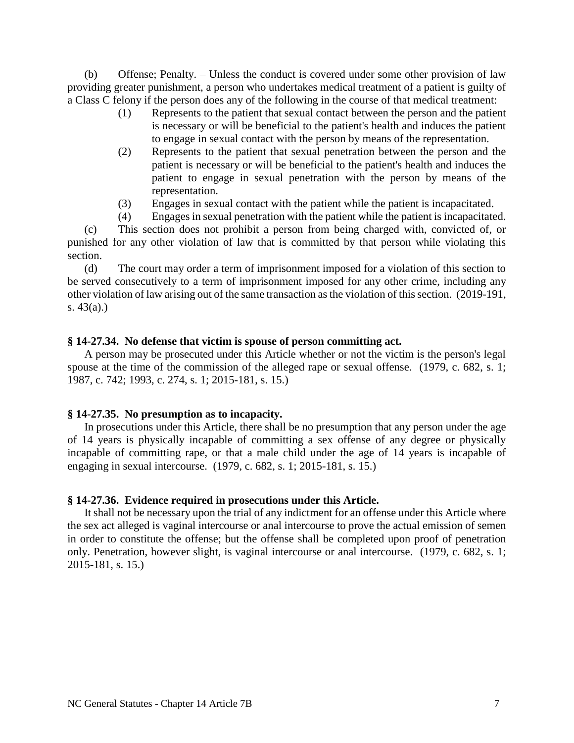(b) Offense; Penalty. – Unless the conduct is covered under some other provision of law providing greater punishment, a person who undertakes medical treatment of a patient is guilty of a Class C felony if the person does any of the following in the course of that medical treatment:

(1) Represents to the patient that sexual contact between the person and the patient is necessary or will be beneficial to the patient's health and induces the patient to engage in sexual contact with the person by means of the representation.

(2) Represents to the patient that sexual penetration between the person and the patient is necessary or will be beneficial to the patient's health and induces the patient to engage in sexual penetration with the person by means of the representation.

(3) Engages in sexual contact with the patient while the patient is incapacitated.

(4) Engages in sexual penetration with the patient while the patient is incapacitated.

(c) This section does not prohibit a person from being charged with, convicted of, or punished for any other violation of law that is committed by that person while violating this section.

(d) The court may order a term of imprisonment imposed for a violation of this section to be served consecutively to a term of imprisonment imposed for any other crime, including any other violation of law arising out of the same transaction as the violation of this section. (2019-191, s. 43(a).)

### § 14-27.34. No defense that victim is spouse of person committing act.

A person may be prosecuted under this Article whether or not the victim is the person's legal spouse at the time of the commission of the alleged rape or sexual offense. (1979, c. 682, s. 1; 1987, c. 742; 1993, c. 274, s. 1; 2015-181, s. 15.)

### § 14-27.35. No presumption as to incapacity.

In prosecutions under this Article, there shall be no presumption that any person under the age of 14 years is physically incapable of committing a sex offense of any degree or physically incapable of committing rape, or that a male child under the age of 14 years is incapable of engaging in sexual intercourse. (1979, c. 682, s. 1; 2015-181, s. 15.)

### § 14-27.36. Evidence required in prosecutions under this Article.

It shall not be necessary upon the trial of any indictment for an offense under this Article where the sex act alleged is vaginal intercourse or anal intercourse to prove the actual emission of semen in order to constitute the offense; but the offense shall be completed upon proof of penetration only. Penetration, however slight, is vaginal intercourse or anal intercourse. (1979, c. 682, s. 1; 2015-181, s. 15.)